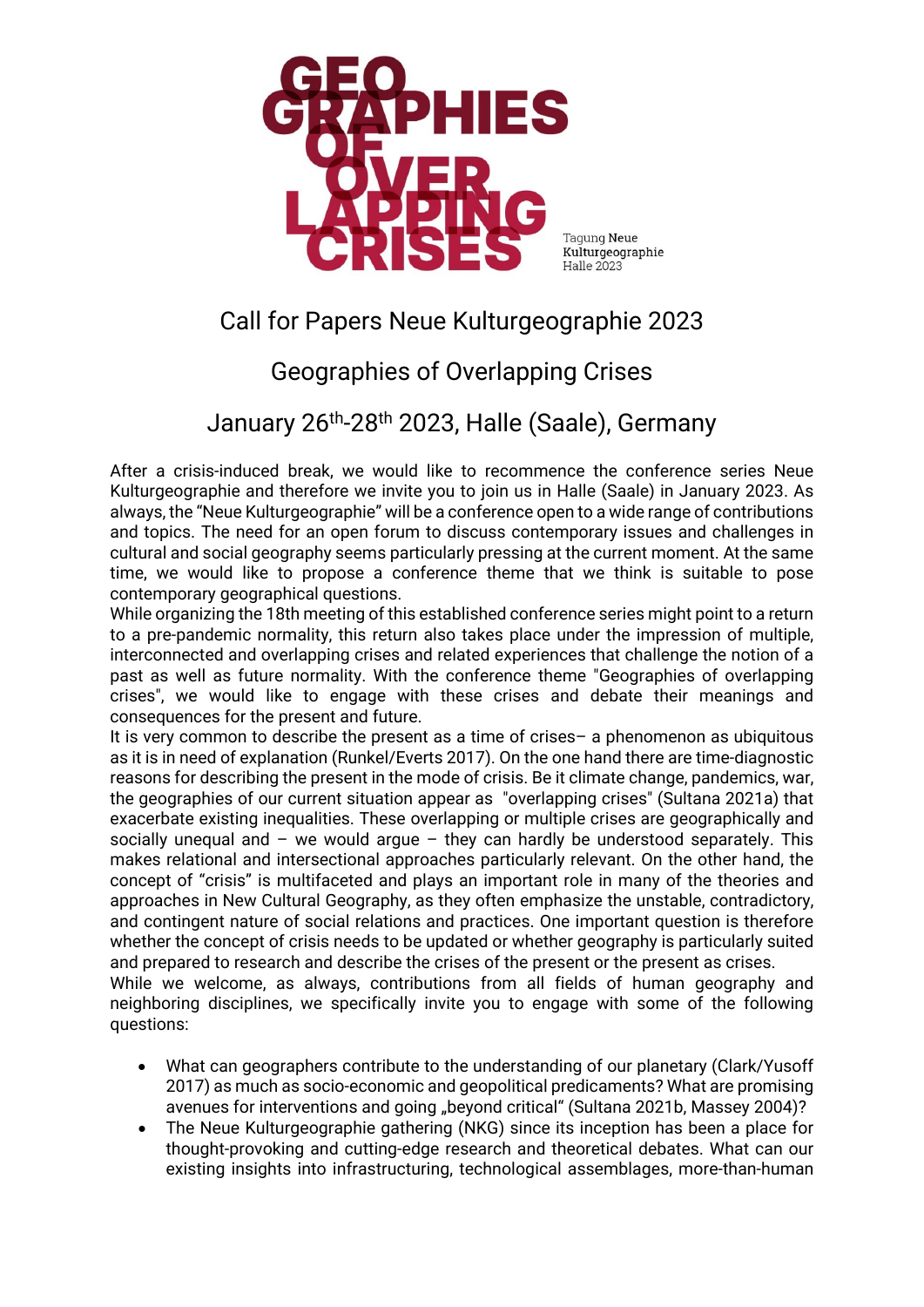GEOGRAPHIES OF OVERLAPPING CRISES

Tagung Neue Kulturgeographie Halle 2023

# Call for Papers Neue Kulturgeographie 2023

## Geographies of Overlapping Crises

## January 26th-28th 2023, Halle (Saale), Germany

After a crisis-induced break, we would like to recommence the conference series Neue Kulturgeographie and therefore we invite you to join us in Halle (Saale) in January 2023. As always, the "Neue Kulturgeographie" will be a conference open to a wide range of contributions and topics. The need for an open forum to discuss contemporary issues and challenges in cultural and social geography seems particularly pressing at the current moment. At the same time, we would like to propose a conference theme that we think is suitable to pose contemporary geographical questions.

While organizing the 18th meeting of this established conference series might point to a return to a pre-pandemic normality, this return also takes place under the impression of multiple, interconnected and overlapping crises and related experiences that challenge the notion of a past as well as future normality. With the conference theme "Geographies of overlapping crises", we would like to engage with these crises and debate their meanings and consequences for the present and future.

It is very common to describe the present as a time of crises– a phenomenon as ubiquitous as it is in need of explanation (Runkel/Everts 2017). On the one hand there are time-diagnostic reasons for describing the present in the mode of crisis. Be it climate change, pandemics, war, the geographies of our current situation appear as "overlapping crises" (Sultana 2021a) that exacerbate existing inequalities. These overlapping or multiple crises are geographically and socially unequal and – we would argue – they can hardly be understood separately. This makes relational and intersectional approaches particularly relevant. On the other hand, the concept of "crisis" is multifaceted and plays an important role in many of the theories and approaches in New Cultural Geography, as they often emphasize the unstable, contradictory, and contingent nature of social relations and practices. One important question is therefore whether the concept of crisis needs to be updated or whether geography is particularly suited and prepared to research and describe the crises of the present or the present as crises.

While we welcome, as always, contributions from all fields of human geography and neighboring disciplines, we specifically invite you to engage with some of the following questions:

- What can geographers contribute to the understanding of our planetary (Clark/Yusoff 2017) as much as socio-economic and geopolitical predicaments? What are promising avenues for interventions and going „beyond critical" (Sultana 2021b, Massey 2004)?
- The Neue Kulturgeographie gathering (NKG) since its inception has been a place for thought-provoking and cutting-edge research and theoretical debates. What can our existing insights into infrastructuring, technological assemblages, more-than-human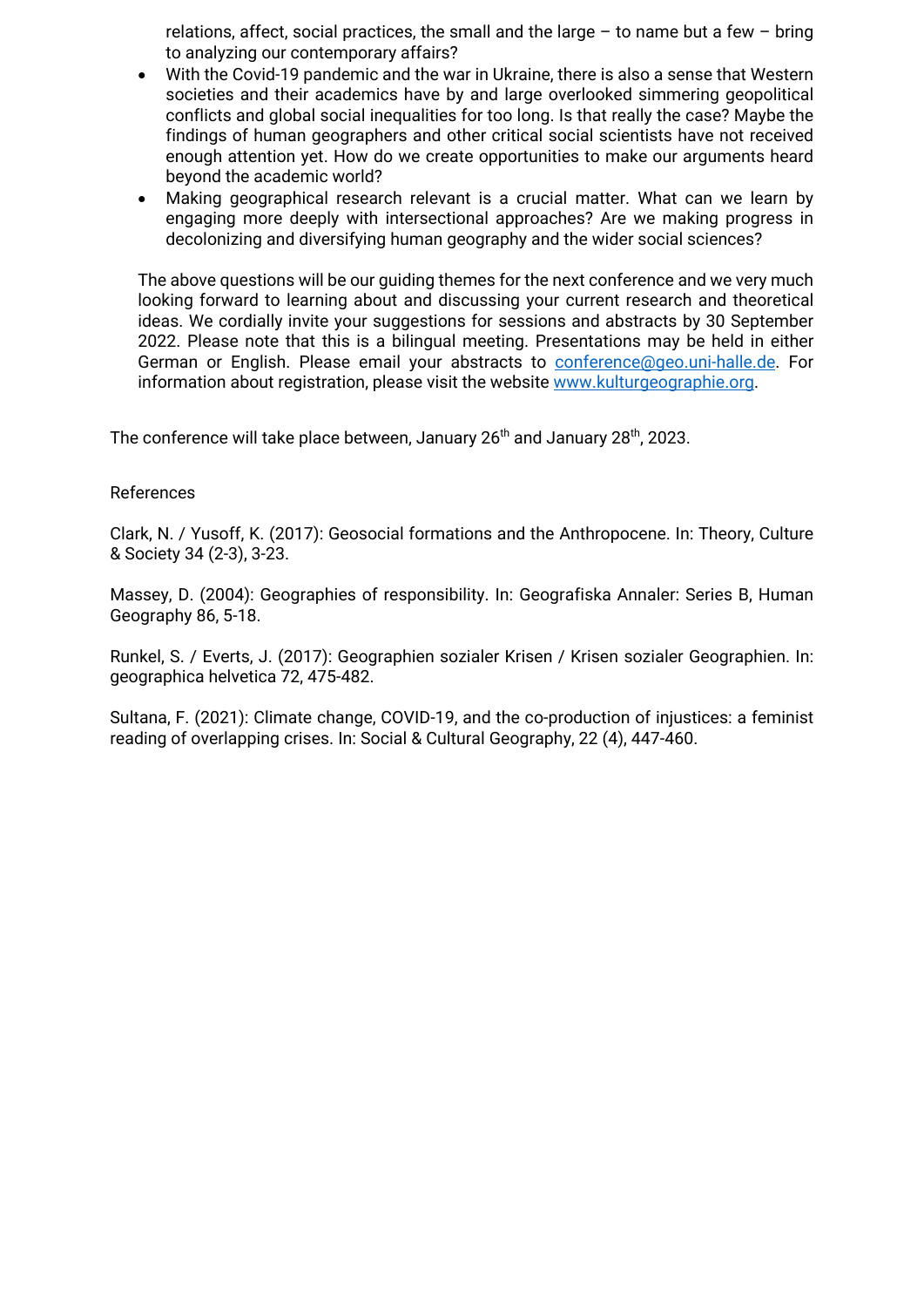relations, affect, social practices, the small and the large – to name but a few – bring to analyzing our contemporary affairs?

- With the Covid-19 pandemic and the war in Ukraine, there is also a sense that Western societies and their academics have by and large overlooked simmering geopolitical conflicts and global social inequalities for too long. Is that really the case? Maybe the findings of human geographers and other critical social scientists have not received enough attention yet. How do we create opportunities to make our arguments heard beyond the academic world?
- Making geographical research relevant is a crucial matter. What can we learn by engaging more deeply with intersectional approaches? Are we making progress in decolonizing and diversifying human geography and the wider social sciences?

The above questions will be our guiding themes for the next conference and we very much looking forward to learning about and discussing your current research and theoretical ideas. We cordially invite your suggestions for sessions and abstracts by 30 September 2022. Please note that this is a bilingual meeting. Presentations may be held in either German or English. Please email your abstracts to conference@geo.uni-halle.de. For information about registration, please visit the website www.kulturgeographie.org.

The conference will take place between, January 26th and January 28th, 2023.

References

Clark, N. / Yusoff, K. (2017): Geosocial formations and the Anthropocene. In: Theory, Culture & Society 34 (2-3), 3-23.

Massey, D. (2004): Geographies of responsibility. In: Geografiska Annaler: Series B, Human Geography 86, 5-18.

Runkel, S. / Everts, J. (2017): Geographien sozialer Krisen / Krisen sozialer Geographien. In: geographica helvetica 72, 475-482.

Sultana, F. (2021): Climate change, COVID-19, and the co-production of injustices: a feminist reading of overlapping crises. In: Social & Cultural Geography, 22 (4), 447-460.